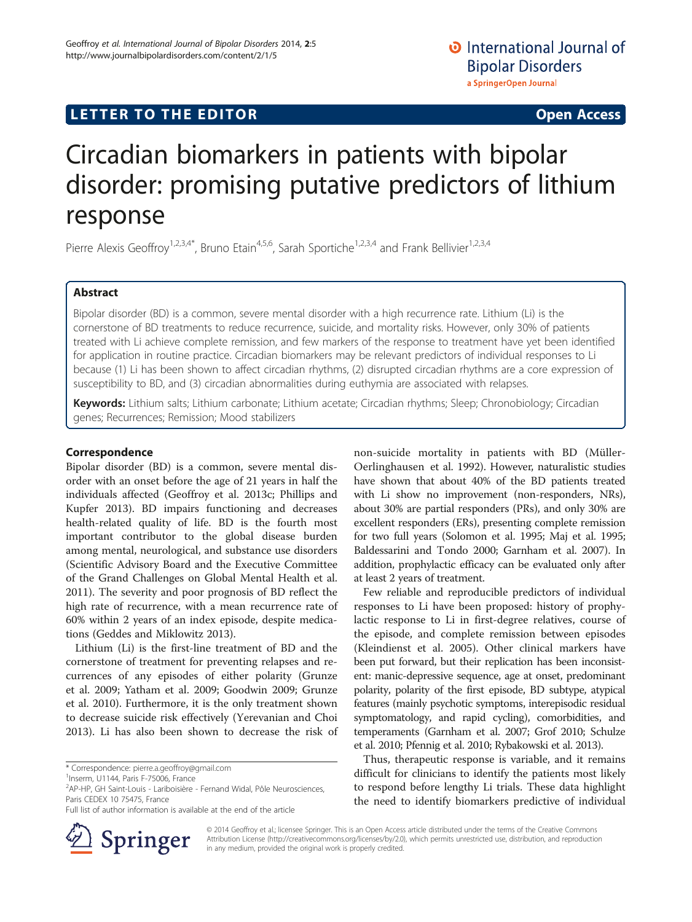LETTER TO THE EDITOR Open Access

# Circadian biomarkers in patients with bipolar disorder: promising putative predictors of lithium response

Pierre Alexis Geoffroy[1,2,3,4*], Bruno Etain[4,5,6], Sarah Sportiche[1,2,3,4] and Frank Bellivier[1,2,3,4]

## Abstract

Bipolar disorder (BD) is a common, severe mental disorder with a high recurrence rate. Lithium (Li) is the cornerstone of BD treatments to reduce recurrence, suicide, and mortality risks. However, only 30% of patients treated with Li achieve complete remission, and few markers of the response to treatment have yet been identified for application in routine practice. Circadian biomarkers may be relevant predictors of individual responses to Li because (1) Li has been shown to affect circadian rhythms, (2) disrupted circadian rhythms are a core expression of susceptibility to BD, and (3) circadian abnormalities during euthymia are associated with relapses.

**Keywords:** Lithium salts; Lithium carbonate; Lithium acetate; Circadian rhythms; Sleep; Chronobiology; Circadian genes; Recurrences; Remission; Mood stabilizers

## Correspondence

Bipolar disorder (BD) is a common, severe mental disorder with an onset before the age of 21 years in half the individuals affected (Geoffroy et al. 2013c; Phillips and Kupfer 2013). BD impairs functioning and decreases health-related quality of life. BD is the fourth most important contributor to the global disease burden among mental, neurological, and substance use disorders (Scientific Advisory Board and the Executive Committee of the Grand Challenges on Global Mental Health et al. 2011). The severity and poor prognosis of BD reflect the high rate of recurrence, with a mean recurrence rate of 60% within 2 years of an index episode, despite medications (Geddes and Miklowitz 2013).

Lithium (Li) is the first-line treatment of BD and the cornerstone of treatment for preventing relapses and recurrences of any episodes of either polarity (Grunze et al. 2009; Yatham et al. 2009; Goodwin 2009; Grunze et al. 2010). Furthermore, it is the only treatment shown to decrease suicide risk effectively (Yerevanian and Choi 2013). Li has also been shown to decrease the risk of non-suicide mortality in patients with BD (Müller-Oerlinghausen et al. 1992). However, naturalistic studies have shown that about 40% of the BD patients treated with Li show no improvement (non-responders, NRs), about 30% are partial responders (PRs), and only 30% are excellent responders (ERs), presenting complete remission for two full years (Solomon et al. 1995; Maj et al. 1995; Baldessarini and Tondo 2000; Garnham et al. 2007). In addition, prophylactic efficacy can be evaluated only after at least 2 years of treatment.

Few reliable and reproducible predictors of individual responses to Li have been proposed: history of prophylactic response to Li in first-degree relatives, course of the episode, and complete remission between episodes (Kleindienst et al. 2005). Other clinical markers have been put forward, but their replication has been inconsistent: manic-depressive sequence, age at onset, predominant polarity, polarity of the first episode, BD subtype, atypical features (mainly psychotic symptoms, interepisodic residual symptomatology, and rapid cycling), comorbidities, and temperaments (Garnham et al. 2007; Grof 2010; Schulze et al. 2010; Pfennig et al. 2010; Rybakowski et al. 2013).

Thus, therapeutic response is variable, and it remains difficult for clinicians to identify the patients most likely to respond before lengthy Li trials. These data highlight the need to identify biomarkers predictive of individual

\* Correspondence: pierre.a.geoffroy@gmail.com
[1]Inserm, U1144, Paris F-75006, France
[2]AP-HP, GH Saint-Louis - Lariboisière - Fernand Widal, Pôle Neurosciences, Paris CEDEX 10 75475, France
Full list of author information is available at the end of the article

© 2014 Geoffroy et al.; licensee Springer. This is an Open Access article distributed under the terms of the Creative Commons Attribution License (http://creativecommons.org/licenses/by/2.0), which permits unrestricted use, distribution, and reproduction in any medium, provided the original work is properly credited.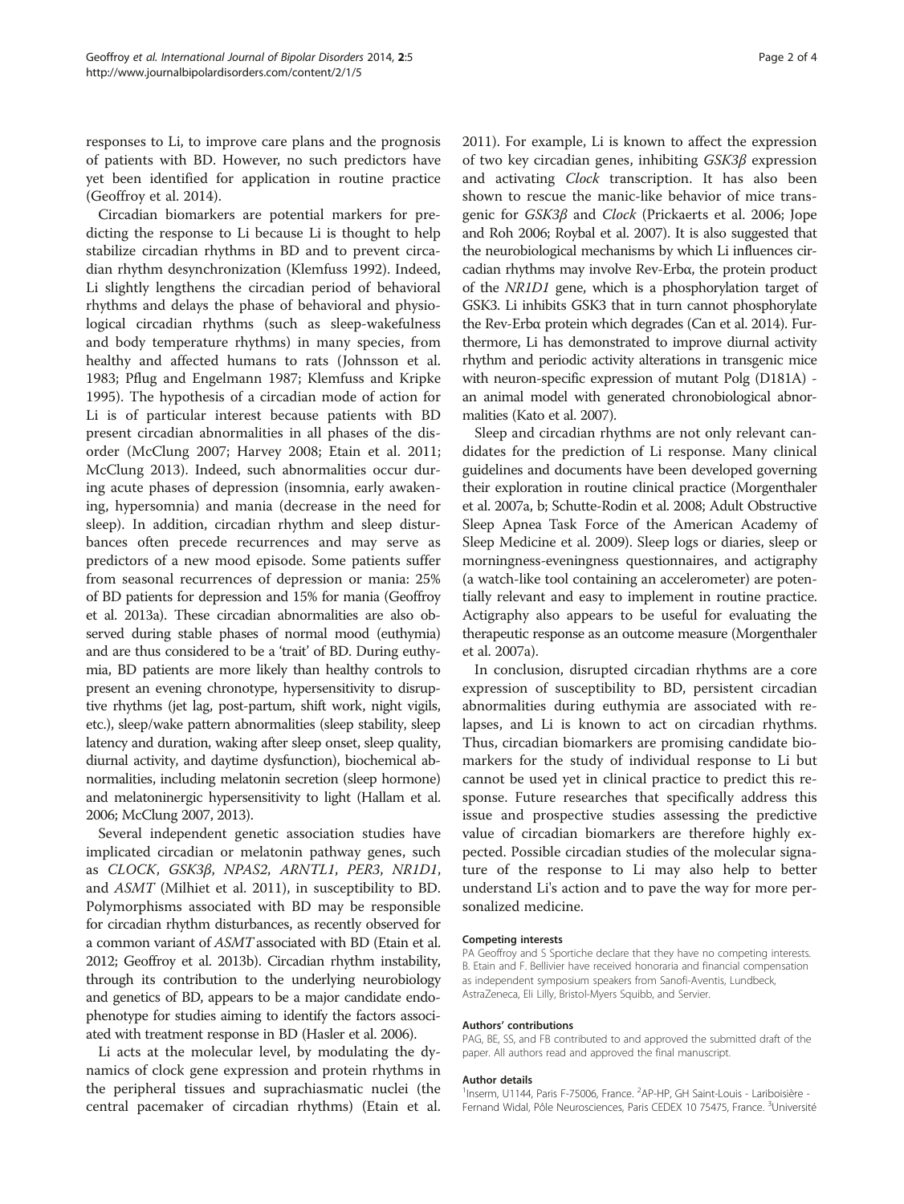responses to Li, to improve care plans and the prognosis of patients with BD. However, no such predictors have yet been identified for application in routine practice (Geoffroy et al. 2014).

Circadian biomarkers are potential markers for predicting the response to Li because Li is thought to help stabilize circadian rhythms in BD and to prevent circadian rhythm desynchronization (Klemfuss 1992). Indeed, Li slightly lengthens the circadian period of behavioral rhythms and delays the phase of behavioral and physiological circadian rhythms (such as sleep-wakefulness and body temperature rhythms) in many species, from healthy and affected humans to rats (Johnsson et al. 1983; Pflug and Engelmann 1987; Klemfuss and Kripke 1995). The hypothesis of a circadian mode of action for Li is of particular interest because patients with BD present circadian abnormalities in all phases of the disorder (McClung 2007; Harvey 2008; Etain et al. 2011; McClung 2013). Indeed, such abnormalities occur during acute phases of depression (insomnia, early awakening, hypersomnia) and mania (decrease in the need for sleep). In addition, circadian rhythm and sleep disturbances often precede recurrences and may serve as predictors of a new mood episode. Some patients suffer from seasonal recurrences of depression or mania: 25% of BD patients for depression and 15% for mania (Geoffroy et al. 2013a). These circadian abnormalities are also observed during stable phases of normal mood (euthymia) and are thus considered to be a 'trait' of BD. During euthymia, BD patients are more likely than healthy controls to present an evening chronotype, hypersensitivity to disruptive rhythms (jet lag, post-partum, shift work, night vigils, etc.), sleep/wake pattern abnormalities (sleep stability, sleep latency and duration, waking after sleep onset, sleep quality, diurnal activity, and daytime dysfunction), biochemical abnormalities, including melatonin secretion (sleep hormone) and melatoninergic hypersensitivity to light (Hallam et al. 2006; McClung 2007, 2013).

Several independent genetic association studies have implicated circadian or melatonin pathway genes, such as *CLOCK*, *GSK3β*, *NPAS2*, *ARNTL1*, *PER3*, *NR1D1*, and *ASMT* (Milhiet et al. 2011), in susceptibility to BD. Polymorphisms associated with BD may be responsible for circadian rhythm disturbances, as recently observed for a common variant of *ASMT* associated with BD (Etain et al. 2012; Geoffroy et al. 2013b). Circadian rhythm instability, through its contribution to the underlying neurobiology and genetics of BD, appears to be a major candidate endophenotype for studies aiming to identify the factors associated with treatment response in BD (Hasler et al. 2006).

Li acts at the molecular level, by modulating the dynamics of clock gene expression and protein rhythms in the peripheral tissues and suprachiasmatic nuclei (the central pacemaker of circadian rhythms) (Etain et al. 2011). For example, Li is known to affect the expression of two key circadian genes, inhibiting *GSK3β* expression and activating *Clock* transcription. It has also been shown to rescue the manic-like behavior of mice transgenic for *GSK3β* and *Clock* (Prickaerts et al. 2006; Jope and Roh 2006; Roybal et al. 2007). It is also suggested that the neurobiological mechanisms by which Li influences circadian rhythms may involve Rev-Erbα, the protein product of the *NR1D1* gene, which is a phosphorylation target of GSK3. Li inhibits GSK3 that in turn cannot phosphorylate the Rev-Erbα protein which degrades (Can et al. 2014). Furthermore, Li has demonstrated to improve diurnal activity rhythm and periodic activity alterations in transgenic mice with neuron-specific expression of mutant Polg (D181A) - an animal model with generated chronobiological abnormalities (Kato et al. 2007).

Sleep and circadian rhythms are not only relevant candidates for the prediction of Li response. Many clinical guidelines and documents have been developed governing their exploration in routine clinical practice (Morgenthaler et al. 2007a, b; Schutte-Rodin et al. 2008; Adult Obstructive Sleep Apnea Task Force of the American Academy of Sleep Medicine et al. 2009). Sleep logs or diaries, sleep or morningness-eveningness questionnaires, and actigraphy (a watch-like tool containing an accelerometer) are potentially relevant and easy to implement in routine practice. Actigraphy also appears to be useful for evaluating the therapeutic response as an outcome measure (Morgenthaler et al. 2007a).

In conclusion, disrupted circadian rhythms are a core expression of susceptibility to BD, persistent circadian abnormalities during euthymia are associated with relapses, and Li is known to act on circadian rhythms. Thus, circadian biomarkers are promising candidate biomarkers for the study of individual response to Li but cannot be used yet in clinical practice to predict this response. Future researches that specifically address this issue and prospective studies assessing the predictive value of circadian biomarkers are therefore highly expected. Possible circadian studies of the molecular signature of the response to Li may also help to better understand Li's action and to pave the way for more personalized medicine.

#### Competing interests

PA Geoffroy and S Sportiche declare that they have no competing interests. B. Etain and F. Bellivier have received honoraria and financial compensation as independent symposium speakers from Sanofi-Aventis, Lundbeck, AstraZeneca, Eli Lilly, Bristol-Myers Squibb, and Servier.

#### Authors' contributions

PAG, BE, SS, and FB contributed to and approved the submitted draft of the paper. All authors read and approved the final manuscript.

#### Author details

[1]Inserm, U1144, Paris F-75006, France. [2]AP-HP, GH Saint-Louis - Lariboisière - Fernand Widal, Pôle Neurosciences, Paris CEDEX 10 75475, France. [3]Université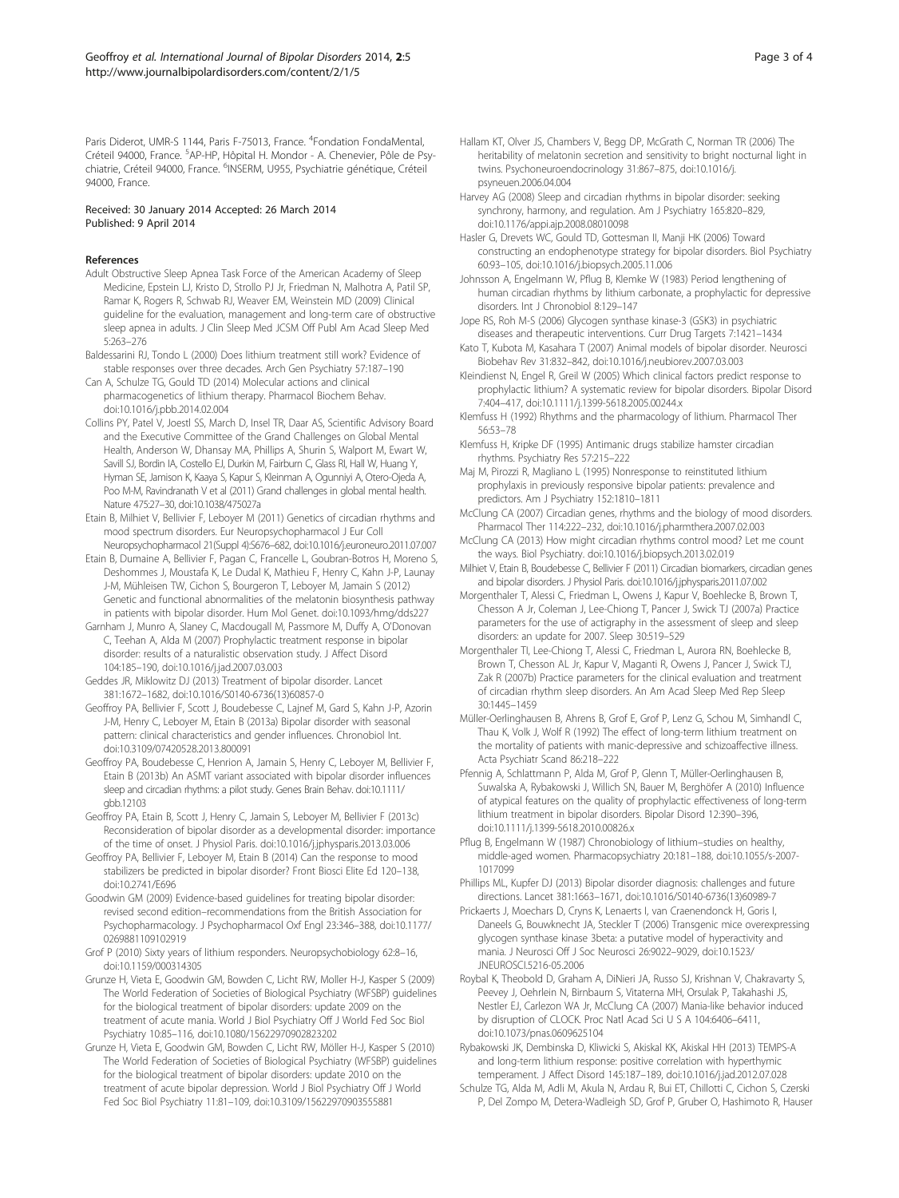Paris Diderot, UMR-S 1144, Paris F-75013, France. [4]Fondation FondaMental, Créteil 94000, France. [5]AP-HP, Hôpital H. Mondor - A. Chenevier, Pôle de Psychiatrie, Créteil 94000, France. [6]INSERM, U955, Psychiatrie génétique, Créteil 94000, France.

Received: 30 January 2014 Accepted: 26 March 2014
Published: 9 April 2014

## References

Adult Obstructive Sleep Apnea Task Force of the American Academy of Sleep Medicine, Epstein LJ, Kristo D, Strollo PJ Jr, Friedman N, Malhotra A, Patil SP, Ramar K, Rogers R, Schwab RJ, Weaver EM, Weinstein MD (2009) Clinical guideline for the evaluation, management and long-term care of obstructive sleep apnea in adults. J Clin Sleep Med JCSM Off Publ Am Acad Sleep Med 5:263–276

Baldessarini RJ, Tondo L (2000) Does lithium treatment still work? Evidence of stable responses over three decades. Arch Gen Psychiatry 57:187–190

Can A, Schulze TG, Gould TD (2014) Molecular actions and clinical pharmacogenetics of lithium therapy. Pharmacol Biochem Behav. doi:10.1016/j.pbb.2014.02.004

Collins PY, Patel V, Joestl SS, March D, Insel TR, Daar AS, Scientific Advisory Board and the Executive Committee of the Grand Challenges on Global Mental Health, Anderson W, Dhansay MA, Phillips A, Shurin S, Walport M, Ewart W, Savill SJ, Bordin IA, Costello EJ, Durkin M, Fairburn C, Glass RI, Hall W, Huang Y, Hyman SE, Jamison K, Kaaya S, Kapur S, Kleinman A, Ogunniyi A, Otero-Ojeda A, Poo M-M, Ravindranath V et al (2011) Grand challenges in global mental health. Nature 475:27–30, doi:10.1038/475027a

Etain B, Milhiet V, Bellivier F, Leboyer M (2011) Genetics of circadian rhythms and mood spectrum disorders. Eur Neuropsychopharmacol J Eur Coll Neuropsychopharmacol 21(Suppl 4):S676–682, doi:10.1016/j.euroneuro.2011.07.007

Etain B, Dumaine A, Bellivier F, Pagan C, Francelle L, Goubran-Botros H, Moreno S, Deshommes J, Moustafa K, Le Dudal K, Mathieu F, Henry C, Kahn J-P, Launay J-M, Mühleisen TW, Cichon S, Bourgeron T, Leboyer M, Jamain S (2012) Genetic and functional abnormalities of the melatonin biosynthesis pathway in patients with bipolar disorder. Hum Mol Genet. doi:10.1093/hmg/dds227

Garnham J, Munro A, Slaney C, Macdougall M, Passmore M, Duffy A, O'Donovan C, Teehan A, Alda M (2007) Prophylactic treatment response in bipolar disorder: results of a naturalistic observation study. J Affect Disord 104:185–190, doi:10.1016/j.jad.2007.03.003

Geddes JR, Miklowitz DJ (2013) Treatment of bipolar disorder. Lancet 381:1672–1682, doi:10.1016/S0140-6736(13)60857-0

Geoffroy PA, Bellivier F, Scott J, Boudebesse C, Lajnef M, Gard S, Kahn J-P, Azorin J-M, Henry C, Leboyer M, Etain B (2013a) Bipolar disorder with seasonal pattern: clinical characteristics and gender influences. Chronobiol Int. doi:10.3109/07420528.2013.800091

Geoffroy PA, Boudebesse C, Henrion A, Jamain S, Henry C, Leboyer M, Bellivier F, Etain B (2013b) An ASMT variant associated with bipolar disorder influences sleep and circadian rhythms: a pilot study. Genes Brain Behav. doi:10.1111/gbb.12103

Geoffroy PA, Etain B, Scott J, Henry C, Jamain S, Leboyer M, Bellivier F (2013c) Reconsideration of bipolar disorder as a developmental disorder: importance of the time of onset. J Physiol Paris. doi:10.1016/j.jphysparis.2013.03.006

Geoffroy PA, Bellivier F, Leboyer M, Etain B (2014) Can the response to mood stabilizers be predicted in bipolar disorder? Front Biosci Elite Ed 120–138, doi:10.2741/E696

Goodwin GM (2009) Evidence-based guidelines for treating bipolar disorder: revised second edition–recommendations from the British Association for Psychopharmacology. J Psychopharmacol Oxf Engl 23:346–388, doi:10.1177/0269881109102919

Grof P (2010) Sixty years of lithium responders. Neuropsychobiology 62:8–16, doi:10.1159/000314305

Grunze H, Vieta E, Goodwin GM, Bowden C, Licht RW, Moller H-J, Kasper S (2009) The World Federation of Societies of Biological Psychiatry (WFSBP) guidelines for the biological treatment of bipolar disorders: update 2009 on the treatment of acute mania. World J Biol Psychiatry Off J World Fed Soc Biol Psychiatry 10:85–116, doi:10.1080/15622970902823202

Grunze H, Vieta E, Goodwin GM, Bowden C, Licht RW, Möller H-J, Kasper S (2010) The World Federation of Societies of Biological Psychiatry (WFSBP) guidelines for the biological treatment of bipolar disorders: update 2010 on the treatment of acute bipolar depression. World J Biol Psychiatry Off J World Fed Soc Biol Psychiatry 11:81–109, doi:10.3109/15622970903555881

Hallam KT, Olver JS, Chambers V, Begg DP, McGrath C, Norman TR (2006) The heritability of melatonin secretion and sensitivity to bright nocturnal light in twins. Psychoneuroendocrinology 31:867–875, doi:10.1016/j.psyneuen.2006.04.004

Harvey AG (2008) Sleep and circadian rhythms in bipolar disorder: seeking synchrony, harmony, and regulation. Am J Psychiatry 165:820–829, doi:10.1176/appi.ajp.2008.08010098

Hasler G, Drevets WC, Gould TD, Gottesman II, Manji HK (2006) Toward constructing an endophenotype strategy for bipolar disorders. Biol Psychiatry 60:93–105, doi:10.1016/j.biopsych.2005.11.006

Johnsson A, Engelmann W, Pflug B, Klemke W (1983) Period lengthening of human circadian rhythms by lithium carbonate, a prophylactic for depressive disorders. Int J Chronobiol 8:129–147

Jope RS, Roh M-S (2006) Glycogen synthase kinase-3 (GSK3) in psychiatric diseases and therapeutic interventions. Curr Drug Targets 7:1421–1434

Kato T, Kubota M, Kasahara T (2007) Animal models of bipolar disorder. Neurosci Biobehav Rev 31:832–842, doi:10.1016/j.neubiorev.2007.03.003

Kleindienst N, Engel R, Greil W (2005) Which clinical factors predict response to prophylactic lithium? A systematic review for bipolar disorders. Bipolar Disord 7:404–417, doi:10.1111/j.1399-5618.2005.00244.x

Klemfuss H (1992) Rhythms and the pharmacology of lithium. Pharmacol Ther 56:53–78

Klemfuss H, Kripke DF (1995) Antimanic drugs stabilize hamster circadian rhythms. Psychiatry Res 57:215–222

Maj M, Pirozzi R, Magliano L (1995) Nonresponse to reinstituted lithium prophylaxis in previously responsive bipolar patients: prevalence and predictors. Am J Psychiatry 152:1810–1811

McClung CA (2007) Circadian genes, rhythms and the biology of mood disorders. Pharmacol Ther 114:222–232, doi:10.1016/j.pharmthera.2007.02.003

McClung CA (2013) How might circadian rhythms control mood? Let me count the ways. Biol Psychiatry. doi:10.1016/j.biopsych.2013.02.019

Milhiet V, Etain B, Boudebesse C, Bellivier F (2011) Circadian biomarkers, circadian genes and bipolar disorders. J Physiol Paris. doi:10.1016/j.jphysparis.2011.07.002

Morgenthaler T, Alessi C, Friedman L, Owens J, Kapur V, Boehlecke B, Brown T, Chesson A Jr, Coleman J, Lee-Chiong T, Pancer J, Swick TJ (2007a) Practice parameters for the use of actigraphy in the assessment of sleep and sleep disorders: an update for 2007. Sleep 30:519–529

Morgenthaler TI, Lee-Chiong T, Alessi C, Friedman L, Aurora RN, Boehlecke B, Brown T, Chesson AL Jr, Kapur V, Maganti R, Owens J, Pancer J, Swick TJ, Zak R (2007b) Practice parameters for the clinical evaluation and treatment of circadian rhythm sleep disorders. An Am Acad Sleep Med Rep Sleep 30:1445–1459

Müller-Oerlinghausen B, Ahrens B, Grof E, Grof P, Lenz G, Schou M, Simhandl C, Thau K, Volk J, Wolf R (1992) The effect of long-term lithium treatment on the mortality of patients with manic-depressive and schizoaffective illness. Acta Psychiatr Scand 86:218–222

Pfennig A, Schlattmann P, Alda M, Grof P, Glenn T, Müller-Oerlinghausen B, Suwalska A, Rybakowski J, Willich SN, Bauer M, Berghöfer A (2010) Influence of atypical features on the quality of prophylactic effectiveness of long-term lithium treatment in bipolar disorders. Bipolar Disord 12:390–396, doi:10.1111/j.1399-5618.2010.00826.x

Pflug B, Engelmann W (1987) Chronobiology of lithium–studies on healthy, middle-aged women. Pharmacopsychiatry 20:181–188, doi:10.1055/s-2007-1017099

Phillips ML, Kupfer DJ (2013) Bipolar disorder diagnosis: challenges and future directions. Lancet 381:1663–1671, doi:10.1016/S0140-6736(13)60989-7

Prickaerts J, Moechars D, Cryns K, Lenaerts I, van Craenendonck H, Goris I, Daneels G, Bouwknecht JA, Steckler T (2006) Transgenic mice overexpressing glycogen synthase kinase 3beta: a putative model of hyperactivity and mania. J Neurosci Off J Soc Neurosci 26:9022–9029, doi:10.1523/JNEUROSCI.5216-05.2006

Roybal K, Theobold D, Graham A, DiNieri JA, Russo SJ, Krishnan V, Chakravarty S, Peevey J, Oehrlein N, Birnbaum S, Vitaterna MH, Orsulak P, Takahashi JS, Nestler EJ, Carlezon WA Jr, McClung CA (2007) Mania-like behavior induced by disruption of CLOCK. Proc Natl Acad Sci U S A 104:6406–6411, doi:10.1073/pnas.0609625104

Rybakowski JK, Dembinska D, Kliwicki S, Akiskal KK, Akiskal HH (2013) TEMPS-A and long-term lithium response: positive correlation with hyperthymic temperament. J Affect Disord 145:187–189, doi:10.1016/j.jad.2012.07.028

Schulze TG, Alda M, Adli M, Akula N, Ardau R, Bui ET, Chillotti C, Cichon S, Czerski P, Del Zompo M, Detera-Wadleigh SD, Grof P, Gruber O, Hashimoto R, Hauser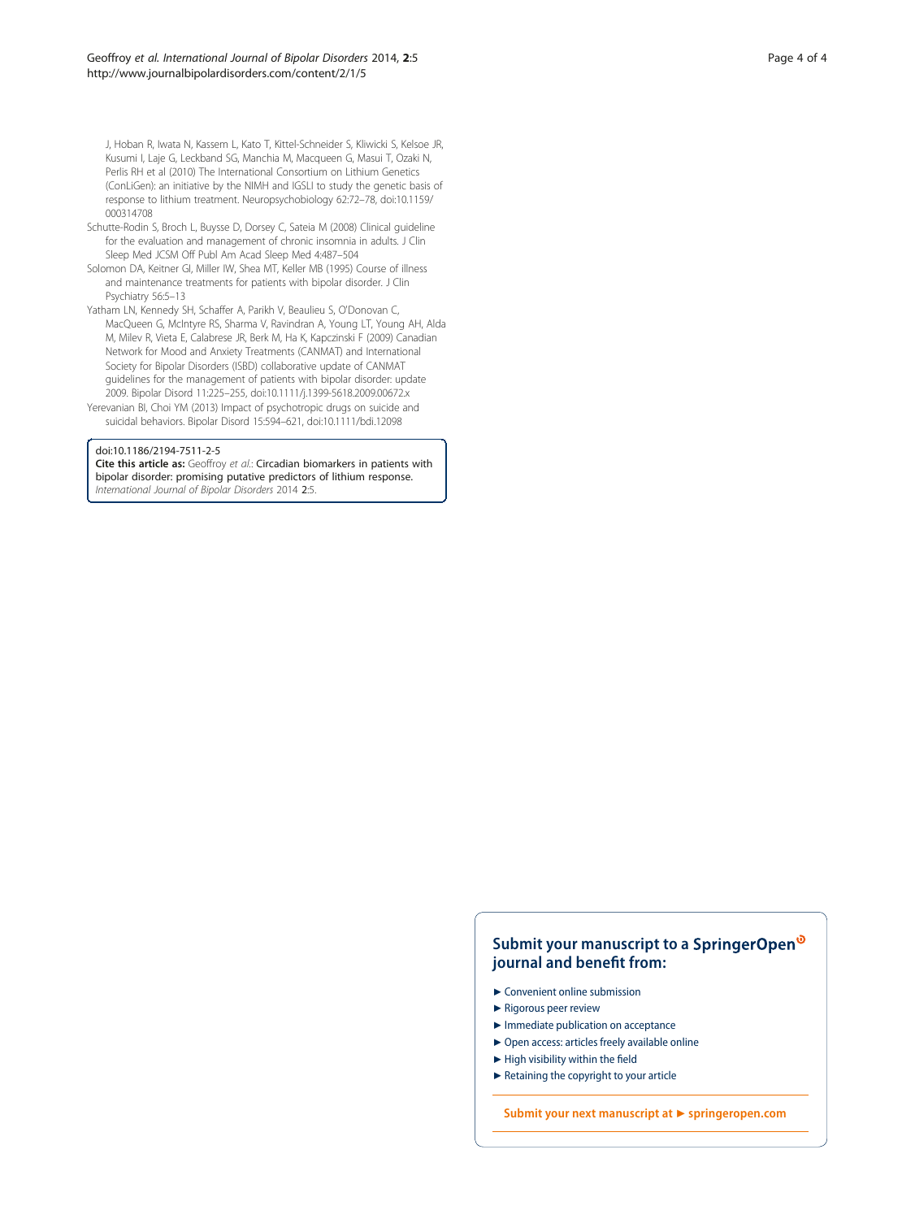J, Hoban R, Iwata N, Kassem L, Kato T, Kittel-Schneider S, Kliwicki S, Kelsoe JR, Kusumi I, Laje G, Leckband SG, Manchia M, Macqueen G, Masui T, Ozaki N, Perlis RH et al (2010) The International Consortium on Lithium Genetics (ConLiGen): an initiative by the NIMH and IGSLI to study the genetic basis of response to lithium treatment. Neuropsychobiology 62:72–78, doi:10.1159/000314708

Schutte-Rodin S, Broch L, Buysse D, Dorsey C, Sateia M (2008) Clinical guideline for the evaluation and management of chronic insomnia in adults. J Clin Sleep Med JCSM Off Publ Am Acad Sleep Med 4:487–504

Solomon DA, Keitner GI, Miller IW, Shea MT, Keller MB (1995) Course of illness and maintenance treatments for patients with bipolar disorder. J Clin Psychiatry 56:5–13

Yatham LN, Kennedy SH, Schaffer A, Parikh V, Beaulieu S, O'Donovan C, MacQueen G, McIntyre RS, Sharma V, Ravindran A, Young LT, Young AH, Alda M, Milev R, Vieta E, Calabrese JR, Berk M, Ha K, Kapczinski F (2009) Canadian Network for Mood and Anxiety Treatments (CANMAT) and International Society for Bipolar Disorders (ISBD) collaborative update of CANMAT guidelines for the management of patients with bipolar disorder: update 2009. Bipolar Disord 11:225–255, doi:10.1111/j.1399-5618.2009.00672.x

Yerevanian BI, Choi YM (2013) Impact of psychotropic drugs on suicide and suicidal behaviors. Bipolar Disord 15:594–621, doi:10.1111/bdi.12098

doi:10.1186/2194-7511-2-5

**Cite this article as:** Geoffroy *et al.*: Circadian biomarkers in patients with bipolar disorder: promising putative predictors of lithium response. *International Journal of Bipolar Disorders* 2014 **2**:5.

**Submit your manuscript to a SpringerOpen journal and benefit from:**

- ► Convenient online submission
- ► Rigorous peer review
- ► Immediate publication on acceptance
- ► Open access: articles freely available online
- ► High visibility within the field
- ► Retaining the copyright to your article

**Submit your next manuscript at ► springeropen.com**